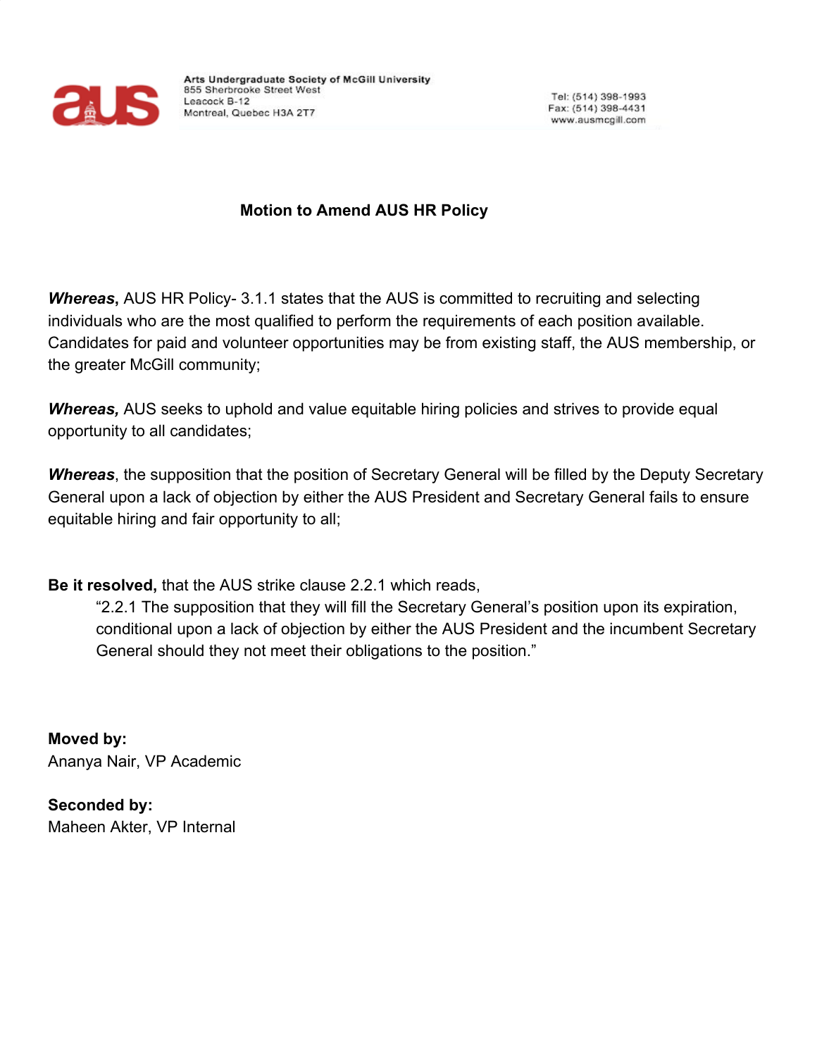Arts Undergraduate Society of McGill University
855 Sherbrooke Street West
Leacock B-12
Montreal, Quebec H3A 2T7

Tel: (514) 398-1993
Fax: (514) 398-4431
www.ausmcgill.com

**Motion to Amend AUS HR Policy**

***Whereas,*** AUS HR Policy- 3.1.1 states that the AUS is committed to recruiting and selecting individuals who are the most qualified to perform the requirements of each position available. Candidates for paid and volunteer opportunities may be from existing staff, the AUS membership, or the greater McGill community;

***Whereas,*** AUS seeks to uphold and value equitable hiring policies and strives to provide equal opportunity to all candidates;

***Whereas***, the supposition that the position of Secretary General will be filled by the Deputy Secretary General upon a lack of objection by either the AUS President and Secretary General fails to ensure equitable hiring and fair opportunity to all;

**Be it resolved,** that the AUS strike clause 2.2.1 which reads,

> "2.2.1 The supposition that they will fill the Secretary General's position upon its expiration, conditional upon a lack of objection by either the AUS President and the incumbent Secretary General should they not meet their obligations to the position."

**Moved by:**
Ananya Nair, VP Academic

**Seconded by:**
Maheen Akter, VP Internal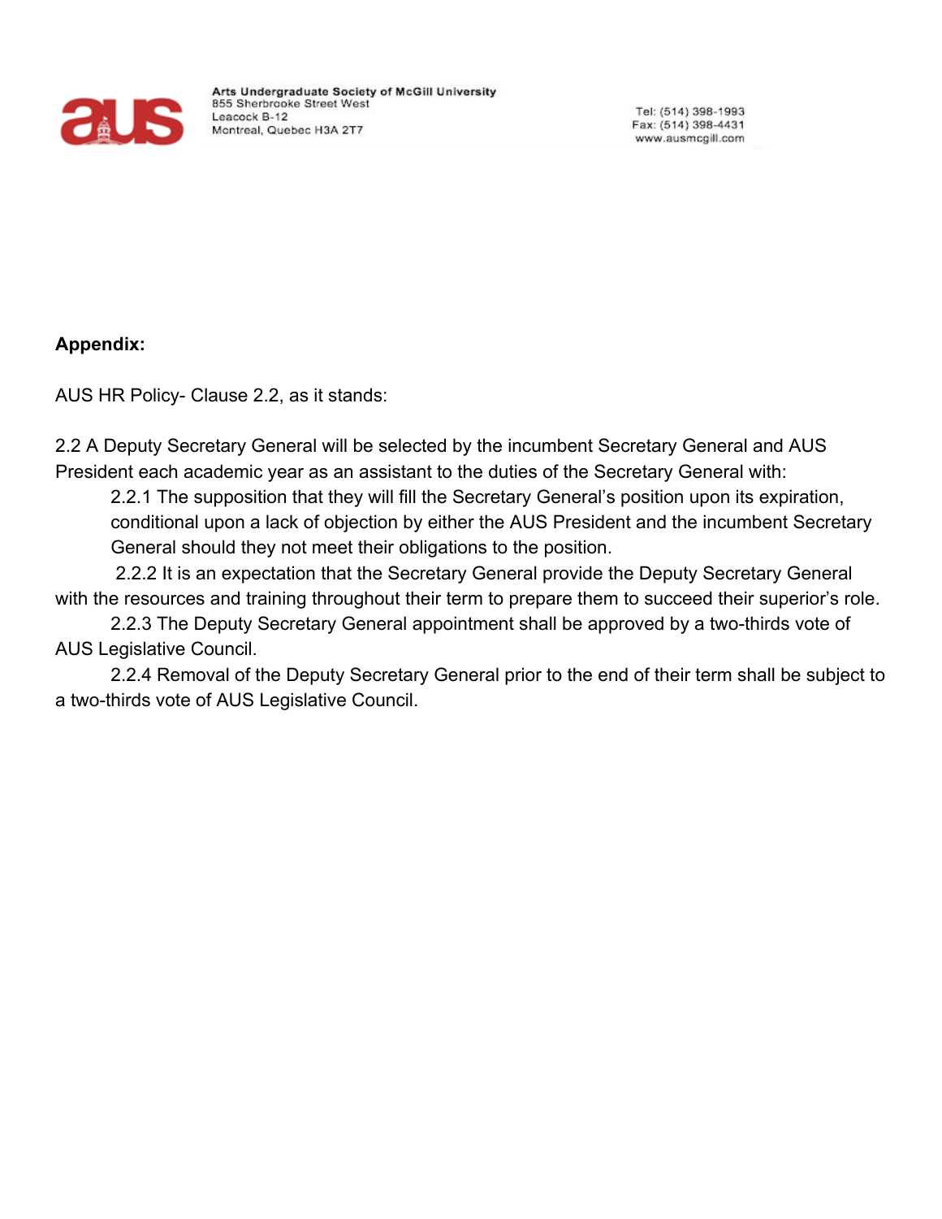**Appendix:**

AUS HR Policy- Clause 2.2, as it stands:

2.2 A Deputy Secretary General will be selected by the incumbent Secretary General and AUS President each academic year as an assistant to the duties of the Secretary General with:

2.2.1 The supposition that they will fill the Secretary General's position upon its expiration, conditional upon a lack of objection by either the AUS President and the incumbent Secretary General should they not meet their obligations to the position.

2.2.2 It is an expectation that the Secretary General provide the Deputy Secretary General with the resources and training throughout their term to prepare them to succeed their superior's role.

2.2.3 The Deputy Secretary General appointment shall be approved by a two-thirds vote of AUS Legislative Council.

2.2.4 Removal of the Deputy Secretary General prior to the end of their term shall be subject to a two-thirds vote of AUS Legislative Council.